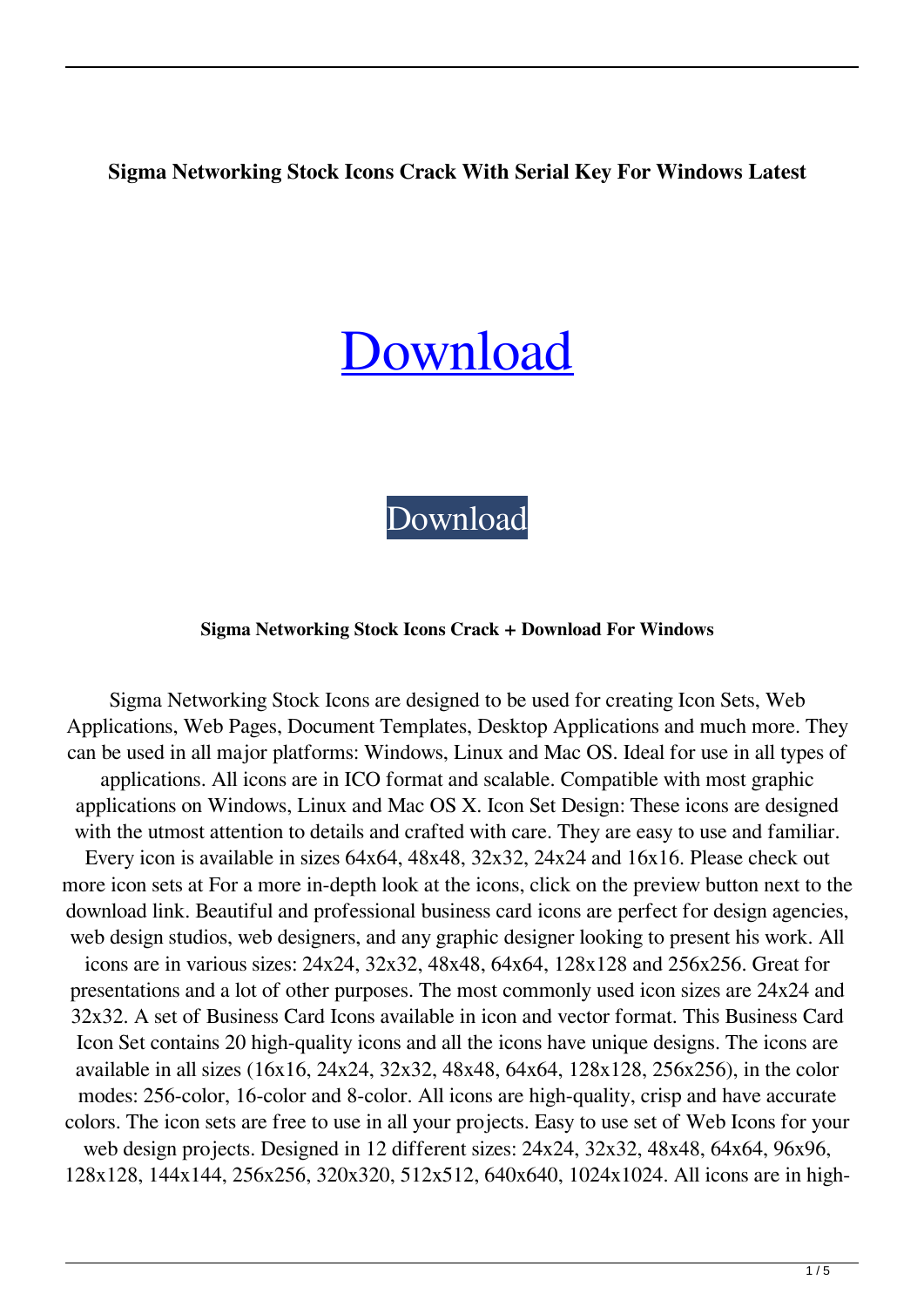**Sigma Networking Stock Icons Crack With Serial Key For Windows Latest**

# [Download](#)

[Download](#)

**Sigma Networking Stock Icons Crack + Download For Windows**

Sigma Networking Stock Icons are designed to be used for creating Icon Sets, Web Applications, Web Pages, Document Templates, Desktop Applications and much more. They can be used in all major platforms: Windows, Linux and Mac OS. Ideal for use in all types of applications. All icons are in ICO format and scalable. Compatible with most graphic applications on Windows, Linux and Mac OS X. Icon Set Design: These icons are designed with the utmost attention to details and crafted with care. They are easy to use and familiar. Every icon is available in sizes 64x64, 48x48, 32x32, 24x24 and 16x16. Please check out more icon sets at For a more in-depth look at the icons, click on the preview button next to the download link. Beautiful and professional business card icons are perfect for design agencies, web design studios, web designers, and any graphic designer looking to present his work. All icons are in various sizes: 24x24, 32x32, 48x48, 64x64, 128x128 and 256x256. Great for presentations and a lot of other purposes. The most commonly used icon sizes are 24x24 and 32x32. A set of Business Card Icons available in icon and vector format. This Business Card Icon Set contains 20 high-quality icons and all the icons have unique designs. The icons are available in all sizes (16x16, 24x24, 32x32, 48x48, 64x64, 128x128, 256x256), in the color modes: 256-color, 16-color and 8-color. All icons are high-quality, crisp and have accurate colors. The icon sets are free to use in all your projects. Easy to use set of Web Icons for your web design projects. Designed in 12 different sizes: 24x24, 32x32, 48x48, 64x64, 96x96, 128x128, 144x144, 256x256, 320x320, 512x512, 640x640, 1024x1024. All icons are in high-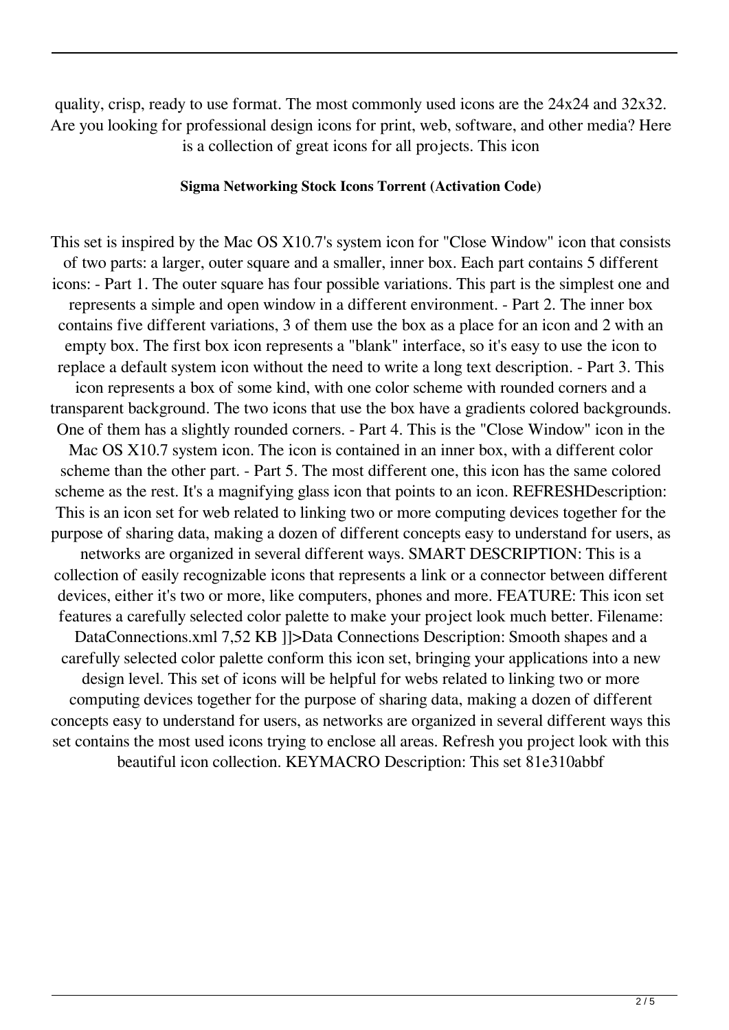quality, crisp, ready to use format. The most commonly used icons are the 24x24 and 32x32. Are you looking for professional design icons for print, web, software, and other media? Here is a collection of great icons for all projects. This icon

**Sigma Networking Stock Icons Torrent (Activation Code)**

This set is inspired by the Mac OS X10.7's system icon for "Close Window" icon that consists of two parts: a larger, outer square and a smaller, inner box. Each part contains 5 different icons: - Part 1. The outer square has four possible variations. This part is the simplest one and represents a simple and open window in a different environment. - Part 2. The inner box contains five different variations, 3 of them use the box as a place for an icon and 2 with an empty box. The first box icon represents a "blank" interface, so it's easy to use the icon to replace a default system icon without the need to write a long text description. - Part 3. This icon represents a box of some kind, with one color scheme with rounded corners and a transparent background. The two icons that use the box have a gradients colored backgrounds. One of them has a slightly rounded corners. - Part 4. This is the "Close Window" icon in the Mac OS X10.7 system icon. The icon is contained in an inner box, with a different color scheme than the other part. - Part 5. The most different one, this icon has the same colored scheme as the rest. It's a magnifying glass icon that points to an icon. REFRESHDescription: This is an icon set for web related to linking two or more computing devices together for the purpose of sharing data, making a dozen of different concepts easy to understand for users, as networks are organized in several different ways. SMART DESCRIPTION: This is a collection of easily recognizable icons that represents a link or a connector between different devices, either it's two or more, like computers, phones and more. FEATURE: This icon set features a carefully selected color palette to make your project look much better. Filename: DataConnections.xml 7,52 KB ]]>Data Connections Description: Smooth shapes and a carefully selected color palette conform this icon set, bringing your applications into a new design level. This set of icons will be helpful for webs related to linking two or more computing devices together for the purpose of sharing data, making a dozen of different concepts easy to understand for users, as networks are organized in several different ways this set contains the most used icons trying to enclose all areas. Refresh you project look with this beautiful icon collection. KEYMACRO Description: This set 81e310abbf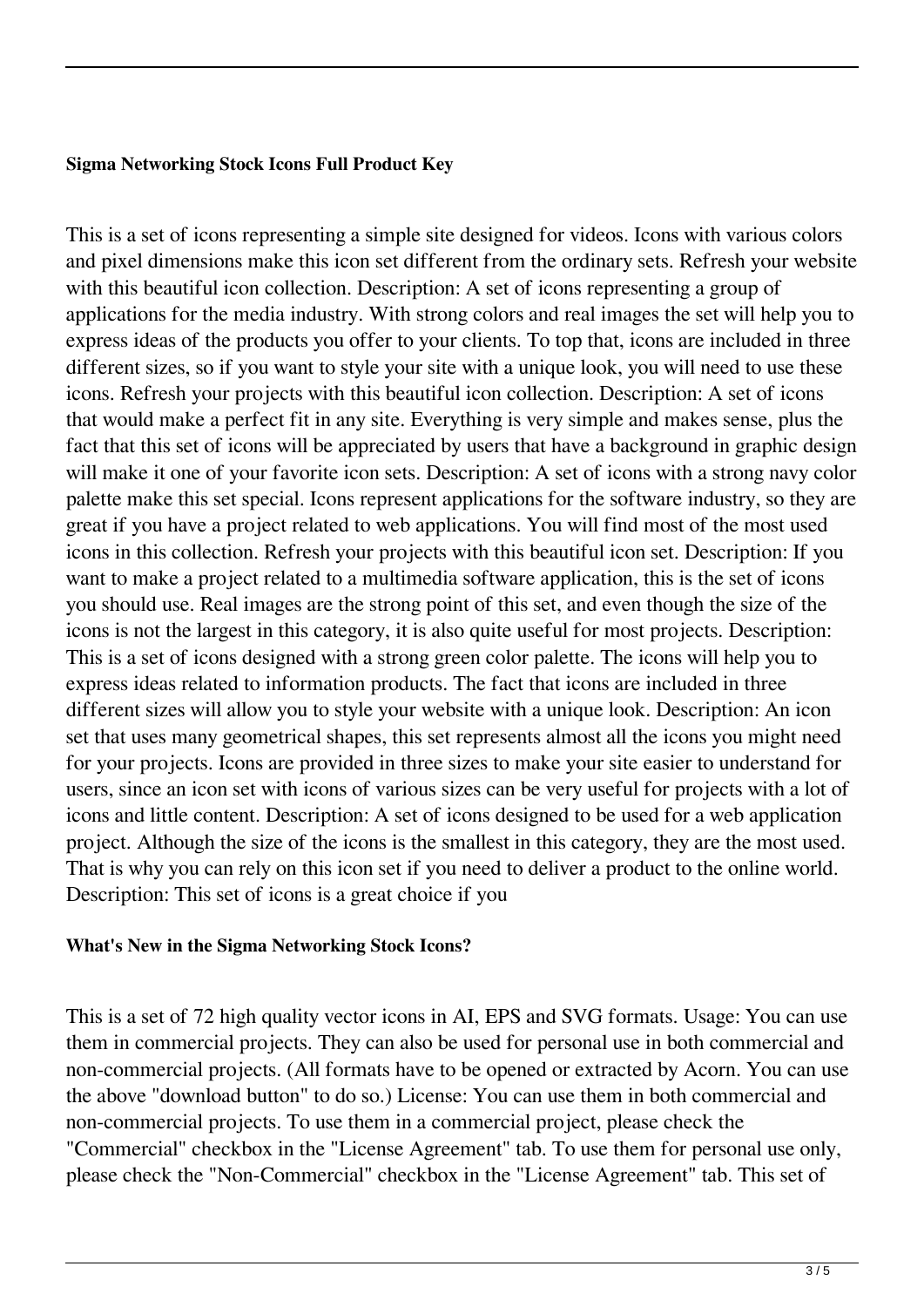### Sigma Networking Stock Icons Full Product Key

This is a set of icons representing a simple site designed for videos. Icons with various colors and pixel dimensions make this icon set different from the ordinary sets. Refresh your website with this beautiful icon collection. Description: A set of icons representing a group of applications for the media industry. With strong colors and real images the set will help you to express ideas of the products you offer to your clients. To top that, icons are included in three different sizes, so if you want to style your site with a unique look, you will need to use these icons. Refresh your projects with this beautiful icon collection. Description: A set of icons that would make a perfect fit in any site. Everything is very simple and makes sense, plus the fact that this set of icons will be appreciated by users that have a background in graphic design will make it one of your favorite icon sets. Description: A set of icons with a strong navy color palette make this set special. Icons represent applications for the software industry, so they are great if you have a project related to web applications. You will find most of the most used icons in this collection. Refresh your projects with this beautiful icon set. Description: If you want to make a project related to a multimedia software application, this is the set of icons you should use. Real images are the strong point of this set, and even though the size of the icons is not the largest in this category, it is also quite useful for most projects. Description: This is a set of icons designed with a strong green color palette. The icons will help you to express ideas related to information products. The fact that icons are included in three different sizes will allow you to style your website with a unique look. Description: An icon set that uses many geometrical shapes, this set represents almost all the icons you might need for your projects. Icons are provided in three sizes to make your site easier to understand for users, since an icon set with icons of various sizes can be very useful for projects with a lot of icons and little content. Description: A set of icons designed to be used for a web application project. Although the size of the icons is the smallest in this category, they are the most used. That is why you can rely on this icon set if you need to deliver a product to the online world. Description: This set of icons is a great choice if you

### What's New in the Sigma Networking Stock Icons?

This is a set of 72 high quality vector icons in AI, EPS and SVG formats. Usage: You can use them in commercial projects. They can also be used for personal use in both commercial and non-commercial projects. (All formats have to be opened or extracted by Acorn. You can use the above "download button" to do so.) License: You can use them in both commercial and non-commercial projects. To use them in a commercial project, please check the "Commercial" checkbox in the "License Agreement" tab. To use them for personal use only, please check the "Non-Commercial" checkbox in the "License Agreement" tab. This set of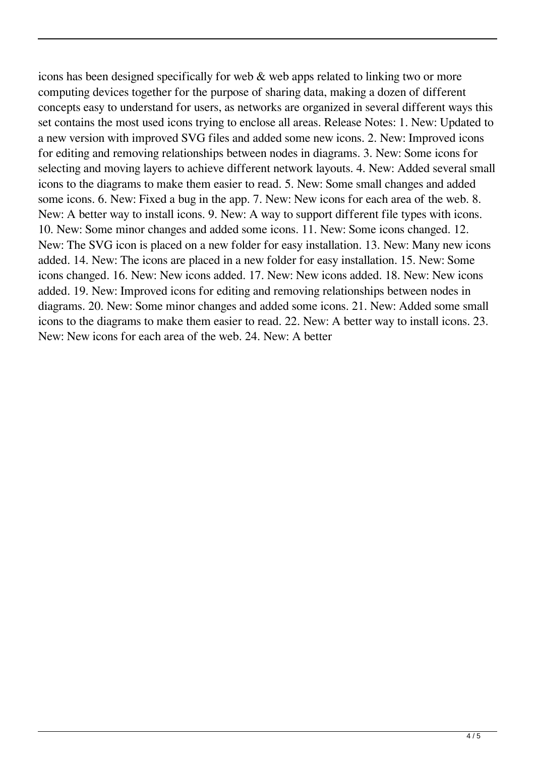icons has been designed specifically for web & web apps related to linking two or more computing devices together for the purpose of sharing data, making a dozen of different concepts easy to understand for users, as networks are organized in several different ways this set contains the most used icons trying to enclose all areas. Release Notes: 1. New: Updated to a new version with improved SVG files and added some new icons. 2. New: Improved icons for editing and removing relationships between nodes in diagrams. 3. New: Some icons for selecting and moving layers to achieve different network layouts. 4. New: Added several small icons to the diagrams to make them easier to read. 5. New: Some small changes and added some icons. 6. New: Fixed a bug in the app. 7. New: New icons for each area of the web. 8. New: A better way to install icons. 9. New: A way to support different file types with icons. 10. New: Some minor changes and added some icons. 11. New: Some icons changed. 12. New: The SVG icon is placed on a new folder for easy installation. 13. New: Many new icons added. 14. New: The icons are placed in a new folder for easy installation. 15. New: Some icons changed. 16. New: New icons added. 17. New: New icons added. 18. New: New icons added. 19. New: Improved icons for editing and removing relationships between nodes in diagrams. 20. New: Some minor changes and added some icons. 21. New: Added some small icons to the diagrams to make them easier to read. 22. New: A better way to install icons. 23. New: New icons for each area of the web. 24. New: A better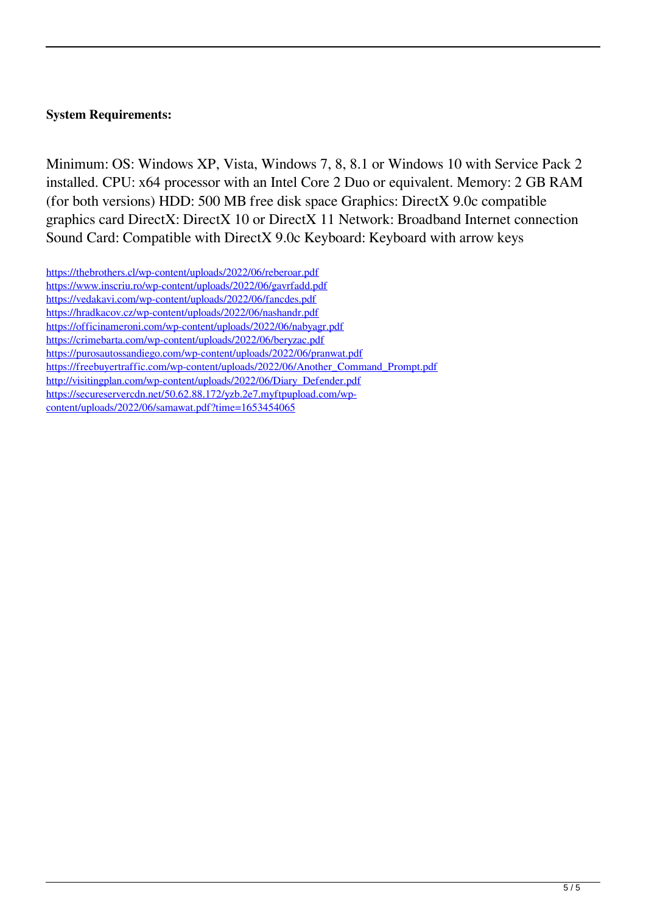**System Requirements:**

Minimum: OS: Windows XP, Vista, Windows 7, 8, 8.1 or Windows 10 with Service Pack 2 installed. CPU: x64 processor with an Intel Core 2 Duo or equivalent. Memory: 2 GB RAM (for both versions) HDD: 500 MB free disk space Graphics: DirectX 9.0c compatible graphics card DirectX: DirectX 10 or DirectX 11 Network: Broadband Internet connection Sound Card: Compatible with DirectX 9.0c Keyboard: Keyboard with arrow keys

https://thebrothers.cl/wp-content/uploads/2022/06/reberoar.pdf
https://www.inscriu.ro/wp-content/uploads/2022/06/gavrfadd.pdf
https://vedakavi.com/wp-content/uploads/2022/06/fancdes.pdf
https://hradkacov.cz/wp-content/uploads/2022/06/nashandr.pdf
https://officinameroni.com/wp-content/uploads/2022/06/nabyagr.pdf
https://crimebarta.com/wp-content/uploads/2022/06/beryzac.pdf
https://purosautossandiego.com/wp-content/uploads/2022/06/pranwat.pdf
https://freebuyertraffic.com/wp-content/uploads/2022/06/Another_Command_Prompt.pdf
http://visitingplan.com/wp-content/uploads/2022/06/Diary_Defender.pdf
https://secureservercdn.net/50.62.88.172/yzb.2e7.myftpupload.com/wp-content/uploads/2022/06/samawat.pdf?time=1653454065